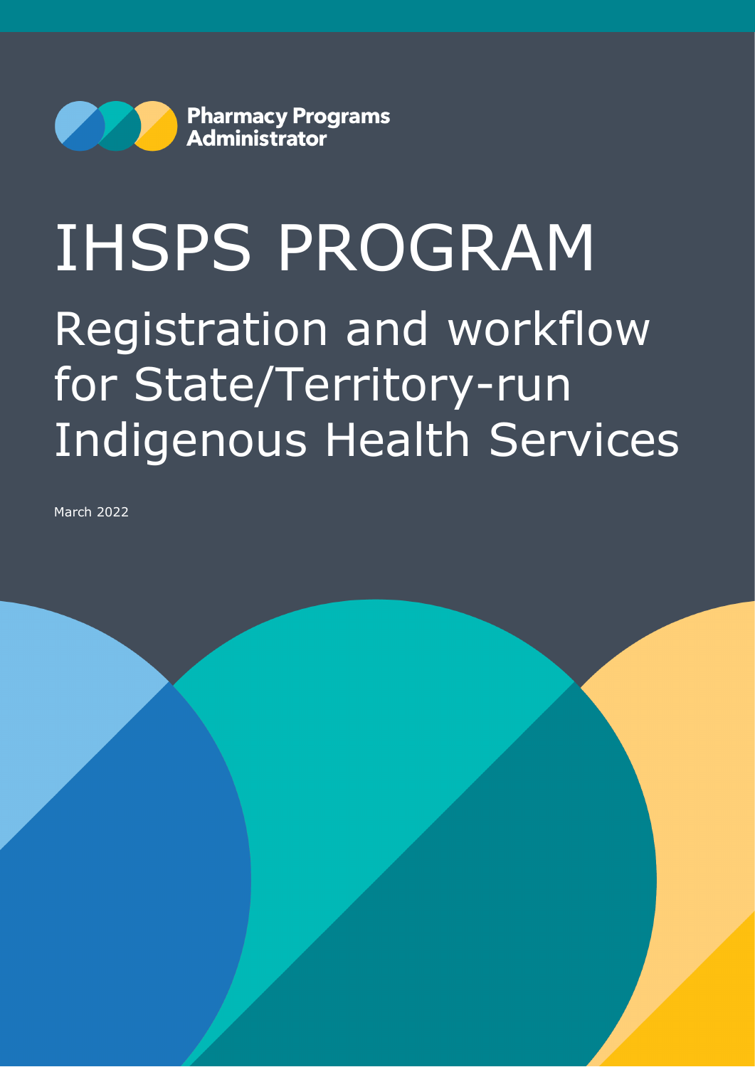Pharmacy Programs Administrator

# IHSPS PROGRAM

## Registration and workflow for State/Territory-run Indigenous Health Services

March 2022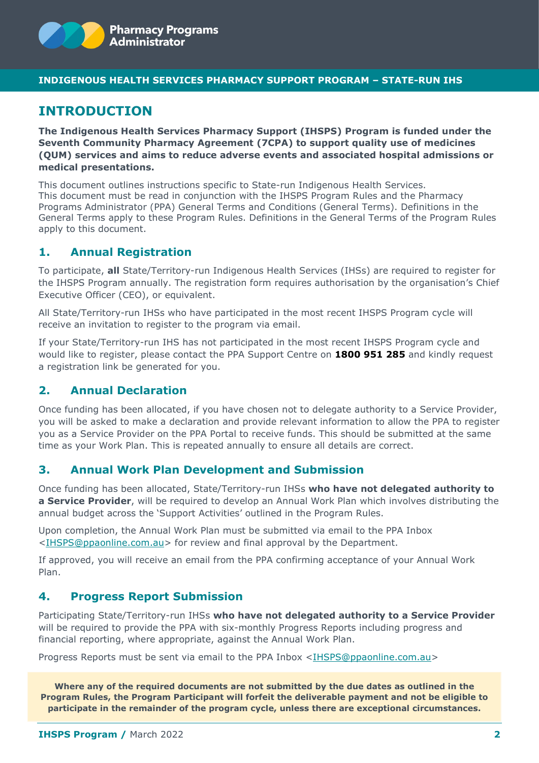INDIGENOUS HEALTH SERVICES PHARMACY SUPPORT PROGRAM – STATE-RUN IHS

# INTRODUCTION

**The Indigenous Health Services Pharmacy Support (IHSPS) Program is funded under the Seventh Community Pharmacy Agreement (7CPA) to support quality use of medicines (QUM) services and aims to reduce adverse events and associated hospital admissions or medical presentations.**

This document outlines instructions specific to State-run Indigenous Health Services. This document must be read in conjunction with the IHSPS Program Rules and the Pharmacy Programs Administrator (PPA) General Terms and Conditions (General Terms). Definitions in the General Terms apply to these Program Rules. Definitions in the General Terms of the Program Rules apply to this document.

## 1. Annual Registration

To participate, **all** State/Territory-run Indigenous Health Services (IHSs) are required to register for the IHSPS Program annually. The registration form requires authorisation by the organisation's Chief Executive Officer (CEO), or equivalent.

All State/Territory-run IHSs who have participated in the most recent IHSPS Program cycle will receive an invitation to register to the program via email.

If your State/Territory-run IHS has not participated in the most recent IHSPS Program cycle and would like to register, please contact the PPA Support Centre on **1800 951 285** and kindly request a registration link be generated for you.

## 2. Annual Declaration

Once funding has been allocated, if you have chosen not to delegate authority to a Service Provider, you will be asked to make a declaration and provide relevant information to allow the PPA to register you as a Service Provider on the PPA Portal to receive funds. This should be submitted at the same time as your Work Plan. This is repeated annually to ensure all details are correct.

## 3. Annual Work Plan Development and Submission

Once funding has been allocated, State/Territory-run IHSs **who have not delegated authority to a Service Provider**, will be required to develop an Annual Work Plan which involves distributing the annual budget across the 'Support Activities' outlined in the Program Rules.

Upon completion, the Annual Work Plan must be submitted via email to the PPA Inbox <IHSPS@ppaonline.com.au> for review and final approval by the Department.

If approved, you will receive an email from the PPA confirming acceptance of your Annual Work Plan.

## 4. Progress Report Submission

Participating State/Territory-run IHSs **who have not delegated authority to a Service Provider** will be required to provide the PPA with six-monthly Progress Reports including progress and financial reporting, where appropriate, against the Annual Work Plan.

Progress Reports must be sent via email to the PPA Inbox <IHSPS@ppaonline.com.au>

**Where any of the required documents are not submitted by the due dates as outlined in the Program Rules, the Program Participant will forfeit the deliverable payment and not be eligible to participate in the remainder of the program cycle, unless there are exceptional circumstances.**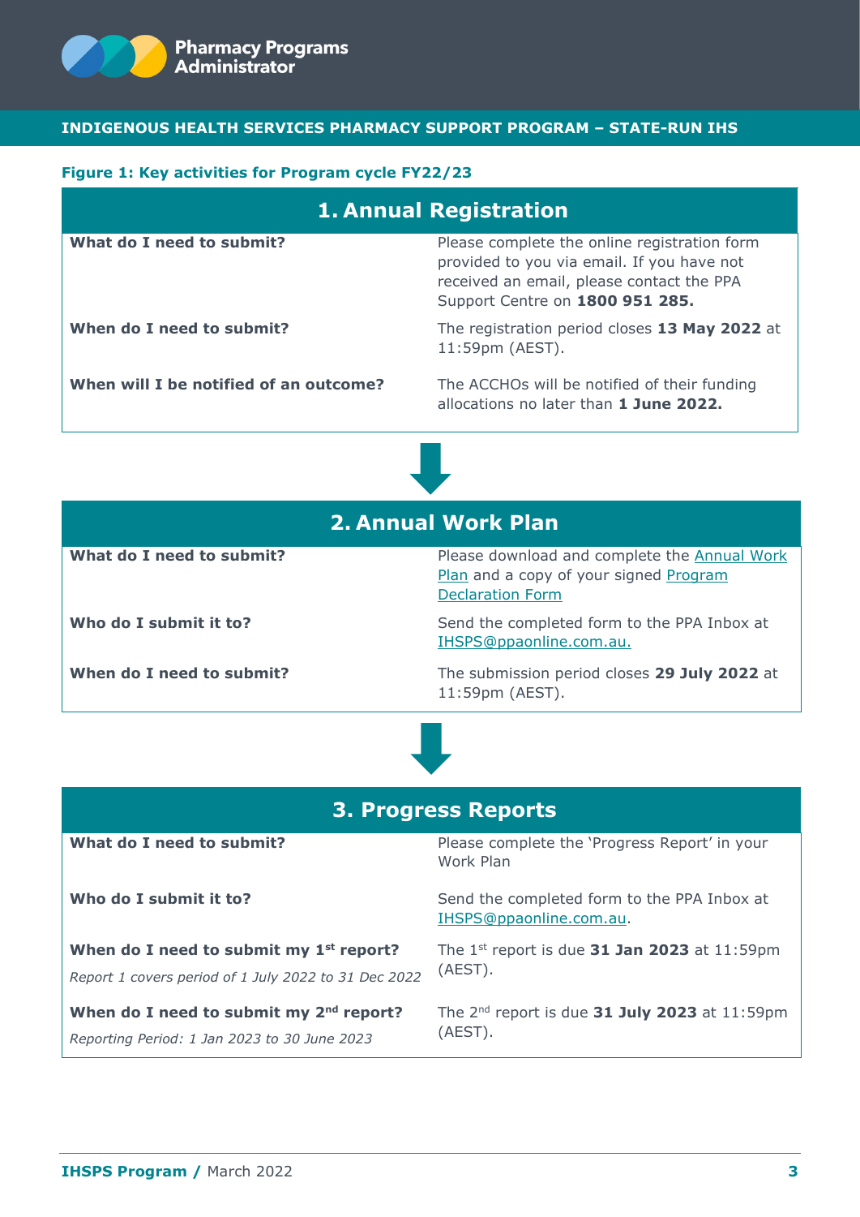INDIGENOUS HEALTH SERVICES PHARMACY SUPPORT PROGRAM – STATE-RUN IHS

**Figure 1: Key activities for Program cycle FY22/23**

## 1. Annual Registration

| | |
|---|---|
| **What do I need to submit?** | Please complete the online registration form provided to you via email. If you have not received an email, please contact the PPA Support Centre on **1800 951 285.** |
| **When do I need to submit?** | The registration period closes **13 May 2022** at 11:59pm (AEST). |
| **When will I be notified of an outcome?** | The ACCHOs will be notified of their funding allocations no later than **1 June 2022.** |

## 2. Annual Work Plan

| | |
|---|---|
| **What do I need to submit?** | Please download and complete the Annual Work Plan and a copy of your signed Program Declaration Form |
| **Who do I submit it to?** | Send the completed form to the PPA Inbox at IHSPS@ppaonline.com.au. |
| **When do I need to submit?** | The submission period closes **29 July 2022** at 11:59pm (AEST). |

## 3. Progress Reports

| | |
|---|---|
| **What do I need to submit?** | Please complete the 'Progress Report' in your Work Plan |
| **Who do I submit it to?** | Send the completed form to the PPA Inbox at IHSPS@ppaonline.com.au. |
| **When do I need to submit my 1st report?** *Report 1 covers period of 1 July 2022 to 31 Dec 2022* | The 1st report is due **31 Jan 2023** at 11:59pm (AEST). |
| **When do I need to submit my 2nd report?** *Reporting Period: 1 Jan 2023 to 30 June 2023* | The 2nd report is due **31 July 2023** at 11:59pm (AEST). |